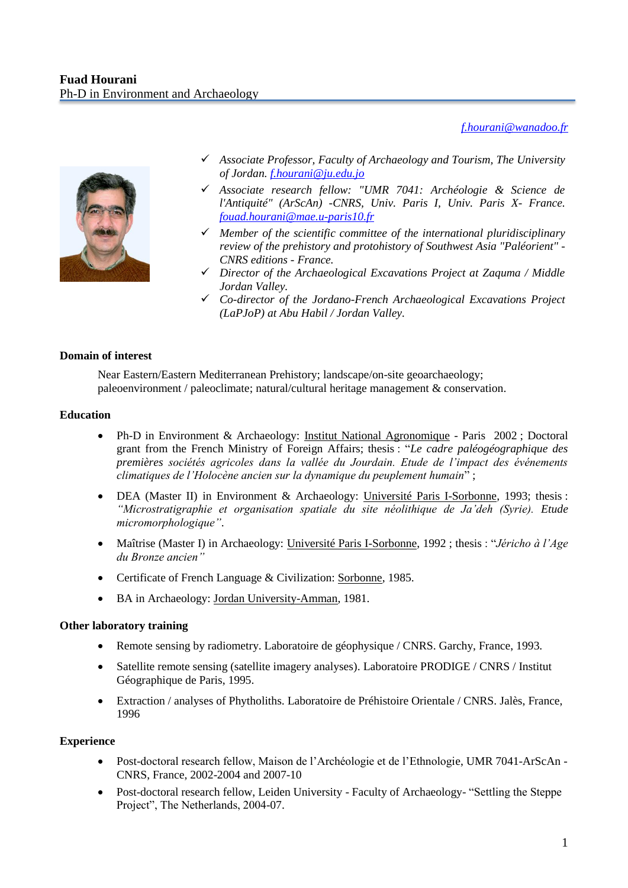# Fuad Hourani

Ph-D in Environment and Archaeology

*f.hourani@wanadoo.fr*

- ✓ *Associate Professor, Faculty of Archaeology and Tourism, The University of Jordan. f.hourani@ju.edu.jo*
- ✓ *Associate research fellow: "UMR 7041: Archéologie & Science de l'Antiquité" (ArScAn) -CNRS, Univ. Paris I, Univ. Paris X- France. fouad.hourani@mae.u-paris10.fr*
- ✓ *Member of the scientific committee of the international pluridisciplinary review of the prehistory and protohistory of Southwest Asia "Paléorient" - CNRS editions - France.*
- ✓ *Director of the Archaeological Excavations Project at Zaquma / Middle Jordan Valley.*
- ✓ *Co-director of the Jordano-French Archaeological Excavations Project (LaPJoP) at Abu Habil / Jordan Valley.*

## Domain of interest

Near Eastern/Eastern Mediterranean Prehistory; landscape/on-site geoarchaeology; paleoenvironment / paleoclimate; natural/cultural heritage management & conservation.

## Education

- Ph-D in Environment & Archaeology: Institut National Agronomique - Paris 2002 ; Doctoral grant from the French Ministry of Foreign Affairs; thesis : "*Le cadre paléogéographique des premières sociétés agricoles dans la vallée du Jourdain. Etude de l'impact des événements climatiques de l'Holocène ancien sur la dynamique du peuplement humain*" ;
- DEA (Master II) in Environment & Archaeology: Université Paris I-Sorbonne, 1993; thesis : *"Microstratigraphie et organisation spatiale du site néolithique de Ja'deh (Syrie). Etude micromorphologique"*.
- Maîtrise (Master I) in Archaeology: Université Paris I-Sorbonne, 1992 ; thesis : "*Jéricho à l'Age du Bronze ancien"*
- Certificate of French Language & Civilization: Sorbonne, 1985.
- BA in Archaeology: Jordan University-Amman, 1981.

## Other laboratory training

- Remote sensing by radiometry. Laboratoire de géophysique / CNRS. Garchy, France, 1993.
- Satellite remote sensing (satellite imagery analyses). Laboratoire PRODIGE / CNRS / Institut Géographique de Paris, 1995.
- Extraction / analyses of Phytoliths. Laboratoire de Préhistoire Orientale / CNRS. Jalès, France, 1996

## Experience

- Post-doctoral research fellow, Maison de l'Archéologie et de l'Ethnologie, UMR 7041-ArScAn - CNRS, France, 2002-2004 and 2007-10
- Post-doctoral research fellow, Leiden University - Faculty of Archaeology- "Settling the Steppe Project", The Netherlands, 2004-07.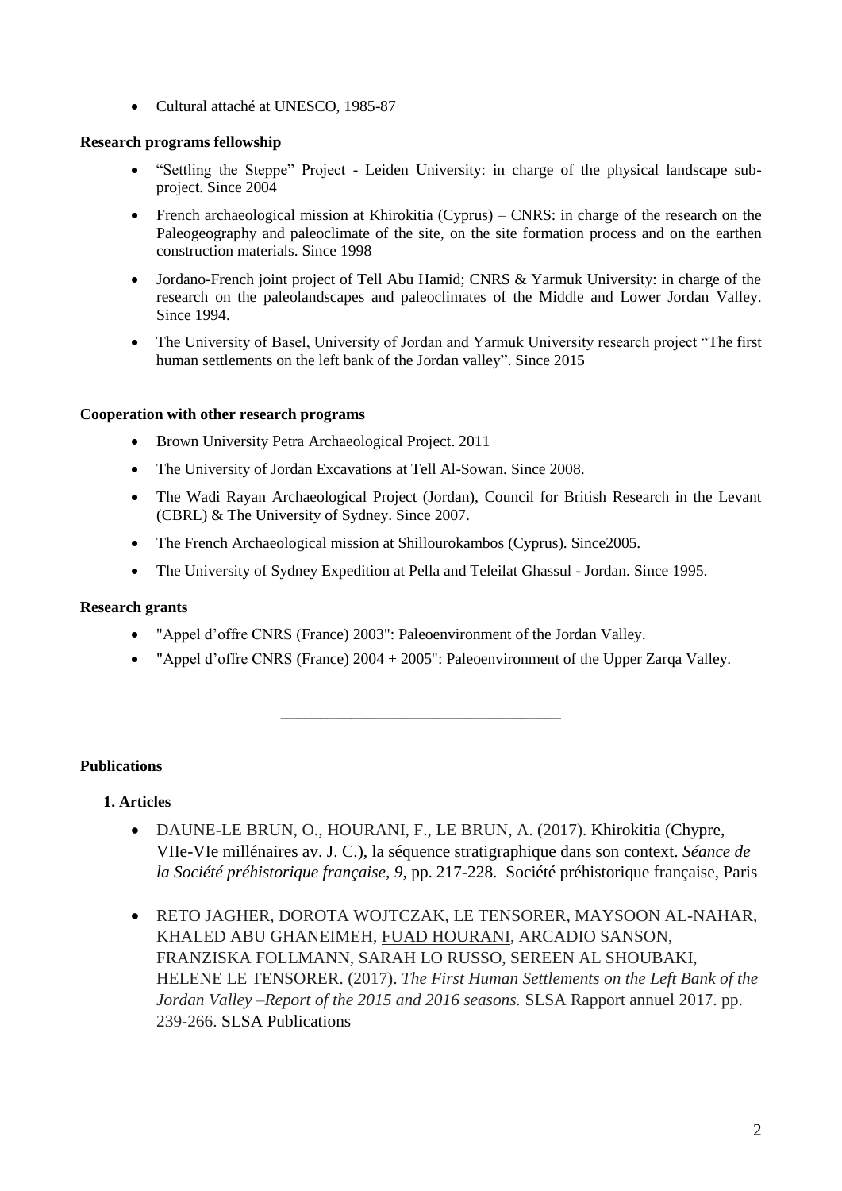- Cultural attaché at UNESCO, 1985-87

**Research programs fellowship**

- "Settling the Steppe" Project - Leiden University: in charge of the physical landscape sub-project. Since 2004
- French archaeological mission at Khirokitia (Cyprus) – CNRS: in charge of the research on the Paleogeography and paleoclimate of the site, on the site formation process and on the earthen construction materials. Since 1998
- Jordano-French joint project of Tell Abu Hamid; CNRS & Yarmuk University: in charge of the research on the paleolandscapes and paleoclimates of the Middle and Lower Jordan Valley. Since 1994.
- The University of Basel, University of Jordan and Yarmuk University research project "The first human settlements on the left bank of the Jordan valley". Since 2015

**Cooperation with other research programs**

- Brown University Petra Archaeological Project. 2011
- The University of Jordan Excavations at Tell Al-Sowan. Since 2008.
- The Wadi Rayan Archaeological Project (Jordan), Council for British Research in the Levant (CBRL) & The University of Sydney. Since 2007.
- The French Archaeological mission at Shillourokambos (Cyprus). Since2005.
- The University of Sydney Expedition at Pella and Teleilat Ghassul - Jordan. Since 1995.

**Research grants**

- "Appel d'offre CNRS (France) 2003": Paleoenvironment of the Jordan Valley.
- "Appel d'offre CNRS (France) 2004 + 2005": Paleoenvironment of the Upper Zarqa Valley.

---

**Publications**

**1. Articles**

- DAUNE-LE BRUN, O., HOURANI, F., LE BRUN, A. (2017). Khirokitia (Chypre, VIIe-VIe millénaires av. J. C.), la séquence stratigraphique dans son context. *Séance de la Société préhistorique française, 9*, pp. 217-228. Société préhistorique française, Paris
- RETO JAGHER, DOROTA WOJTCZAK, LE TENSORER, MAYSOON AL-NAHAR, KHALED ABU GHANEIMEH, FUAD HOURANI, ARCADIO SANSON, FRANZISKA FOLLMANN, SARAH LO RUSSO, SEREEN AL SHOUBAKI, HELENE LE TENSORER. (2017). *The First Human Settlements on the Left Bank of the Jordan Valley –Report of the 2015 and 2016 seasons.* SLSA Rapport annuel 2017. pp. 239-266. SLSA Publications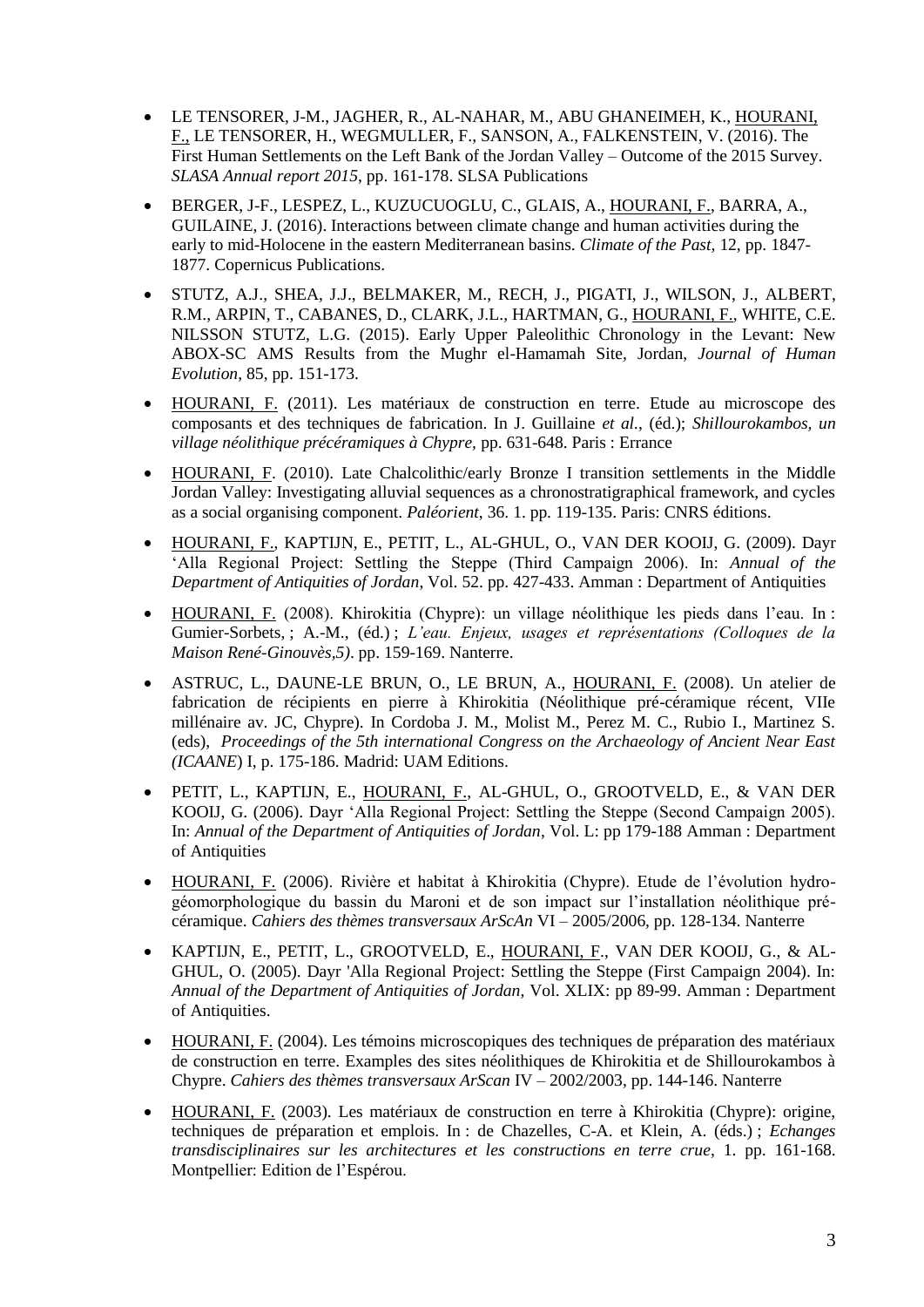- LE TENSORER, J-M., JAGHER, R., AL-NAHAR, M., ABU GHANEIMEH, K., HOURANI, F., LE TENSORER, H., WEGMULLER, F., SANSON, A., FALKENSTEIN, V. (2016). The First Human Settlements on the Left Bank of the Jordan Valley – Outcome of the 2015 Survey. *SLASA Annual report 2015*, pp. 161-178. SLSA Publications

- BERGER, J-F., LESPEZ, L., KUZUCUOGLU, C., GLAIS, A., HOURANI, F., BARRA, A., GUILAINE, J. (2016). Interactions between climate change and human activities during the early to mid-Holocene in the eastern Mediterranean basins. *Climate of the Past,* 12, pp. 1847-1877. Copernicus Publications.

- STUTZ, A.J., SHEA, J.J., BELMAKER, M., RECH, J., PIGATI, J., WILSON, J., ALBERT, R.M., ARPIN, T., CABANES, D., CLARK, J.L., HARTMAN, G., HOURANI, F., WHITE, C.E. NILSSON STUTZ, L.G. (2015). Early Upper Paleolithic Chronology in the Levant: New ABOX-SC AMS Results from the Mughr el-Hamamah Site, Jordan, *Journal of Human Evolution*, 85, pp. 151-173.

- HOURANI, F. (2011). Les matériaux de construction en terre. Etude au microscope des composants et des techniques de fabrication. In J. Guillaine *et al.*, (éd.); *Shillourokambos, un village néolithique précéramiques à Chypre*, pp. 631-648. Paris : Errance

- HOURANI, F. (2010). Late Chalcolithic/early Bronze I transition settlements in the Middle Jordan Valley: Investigating alluvial sequences as a chronostratigraphical framework, and cycles as a social organising component. *Paléorient*, 36. 1. pp. 119-135. Paris: CNRS éditions.

- HOURANI, F., KAPTIJN, E., PETIT, L., AL-GHUL, O., VAN DER KOOIJ, G. (2009). Dayr 'Alla Regional Project: Settling the Steppe (Third Campaign 2006). In: *Annual of the Department of Antiquities of Jordan,* Vol. 52. pp. 427-433. Amman : Department of Antiquities

- HOURANI, F. (2008). Khirokitia (Chypre): un village néolithique les pieds dans l'eau. In : Gumier-Sorbets, ; A.-M., (éd.) ; *L'eau. Enjeux, usages et représentations (Colloques de la Maison René-Ginouvès,5)*. pp. 159-169. Nanterre.

- ASTRUC, L., DAUNE-LE BRUN, O., LE BRUN, A., HOURANI, F. (2008). Un atelier de fabrication de récipients en pierre à Khirokitia (Néolithique pré-céramique récent, VIIe millénaire av. JC, Chypre). In Cordoba J. M., Molist M., Perez M. C., Rubio I., Martinez S. (eds), *Proceedings of the 5th international Congress on the Archaeology of Ancient Near East (ICAANE*) I, p. 175-186. Madrid: UAM Editions.

- PETIT, L., KAPTIJN, E., HOURANI, F., AL-GHUL, O., GROOTVELD, E., & VAN DER KOOIJ, G. (2006). Dayr 'Alla Regional Project: Settling the Steppe (Second Campaign 2005). In: *Annual of the Department of Antiquities of Jordan*, Vol. L: pp 179-188 Amman : Department of Antiquities

- HOURANI, F. (2006). Rivière et habitat à Khirokitia (Chypre). Etude de l'évolution hydro-géomorphologique du bassin du Maroni et de son impact sur l'installation néolithique pré-céramique. *Cahiers des thèmes transversaux ArScAn* VI – 2005/2006, pp. 128-134. Nanterre

- KAPTIJN, E., PETIT, L., GROOTVELD, E., HOURANI, F., VAN DER KOOIJ, G., & AL-GHUL, O. (2005). Dayr 'Alla Regional Project: Settling the Steppe (First Campaign 2004). In: *Annual of the Department of Antiquities of Jordan,* Vol. XLIX: pp 89-99. Amman : Department of Antiquities.

- HOURANI, F. (2004). Les témoins microscopiques des techniques de préparation des matériaux de construction en terre. Examples des sites néolithiques de Khirokitia et de Shillourokambos à Chypre. *Cahiers des thèmes transversaux ArScan* IV – 2002/2003, pp. 144-146. Nanterre

- HOURANI, F. (2003). Les matériaux de construction en terre à Khirokitia (Chypre): origine, techniques de préparation et emplois. In : de Chazelles, C-A. et Klein, A. (éds.) ; *Echanges transdisciplinaires sur les architectures et les constructions en terre crue*, 1. pp. 161-168. Montpellier: Edition de l'Espérou.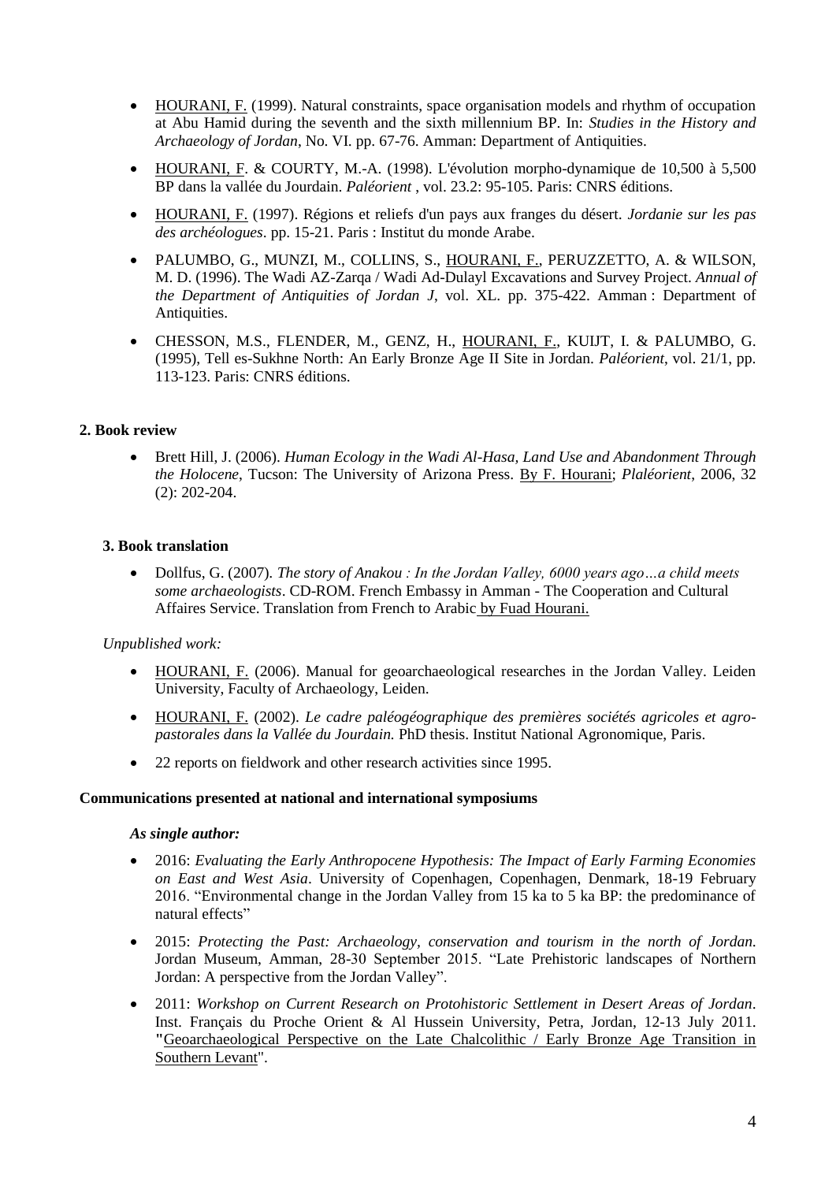- HOURANI, F. (1999). Natural constraints, space organisation models and rhythm of occupation at Abu Hamid during the seventh and the sixth millennium BP. In: *Studies in the History and Archaeology of Jordan*, No. VI. pp. 67-76. Amman: Department of Antiquities.
- HOURANI, F. & COURTY, M.-A. (1998). L'évolution morpho-dynamique de 10,500 à 5,500 BP dans la vallée du Jourdain. *Paléorient* , vol. 23.2: 95-105. Paris: CNRS éditions.
- HOURANI, F. (1997). Régions et reliefs d'un pays aux franges du désert. *Jordanie sur les pas des archéologues*. pp. 15-21. Paris : Institut du monde Arabe.
- PALUMBO, G., MUNZI, M., COLLINS, S., HOURANI, F., PERUZZETTO, A. & WILSON, M. D. (1996). The Wadi AZ-Zarqa / Wadi Ad-Dulayl Excavations and Survey Project. *Annual of the Department of Antiquities of Jordan J*, vol. XL. pp. 375-422. Amman : Department of Antiquities.
- CHESSON, M.S., FLENDER, M., GENZ, H., HOURANI, F., KUIJT, I. & PALUMBO, G. (1995), Tell es-Sukhne North: An Early Bronze Age II Site in Jordan. *Paléorient*, vol. 21/1, pp. 113-123. Paris: CNRS éditions.

**2. Book review**

- Brett Hill, J. (2006). *Human Ecology in the Wadi Al-Hasa, Land Use and Abandonment Through the Holocene*, Tucson: The University of Arizona Press. By F. Hourani; *Plaléorient*, 2006, 32 (2): 202-204.

**3. Book translation**

- Dollfus, G. (2007). *The story of Anakou : In the Jordan Valley, 6000 years ago…a child meets some archaeologists*. CD-ROM. French Embassy in Amman - The Cooperation and Cultural Affaires Service. Translation from French to Arabic by Fuad Hourani.

*Unpublished work:*

- HOURANI, F. (2006). Manual for geoarchaeological researches in the Jordan Valley. Leiden University, Faculty of Archaeology, Leiden.
- HOURANI, F. (2002). *Le cadre paléogéographique des premières sociétés agricoles et agro-pastorales dans la Vallée du Jourdain.* PhD thesis. Institut National Agronomique, Paris.
- 22 reports on fieldwork and other research activities since 1995.

**Communications presented at national and international symposiums**

***As single author:***

- 2016: *Evaluating the Early Anthropocene Hypothesis: The Impact of Early Farming Economies on East and West Asia*. University of Copenhagen, Copenhagen, Denmark, 18-19 February 2016. "Environmental change in the Jordan Valley from 15 ka to 5 ka BP: the predominance of natural effects"
- 2015: *Protecting the Past: Archaeology, conservation and tourism in the north of Jordan.* Jordan Museum, Amman, 28-30 September 2015. "Late Prehistoric landscapes of Northern Jordan: A perspective from the Jordan Valley".
- 2011: *Workshop on Current Research on Protohistoric Settlement in Desert Areas of Jordan*. Inst. Français du Proche Orient & Al Hussein University, Petra, Jordan, 12-13 July 2011. "Geoarchaeological Perspective on the Late Chalcolithic / Early Bronze Age Transition in Southern Levant".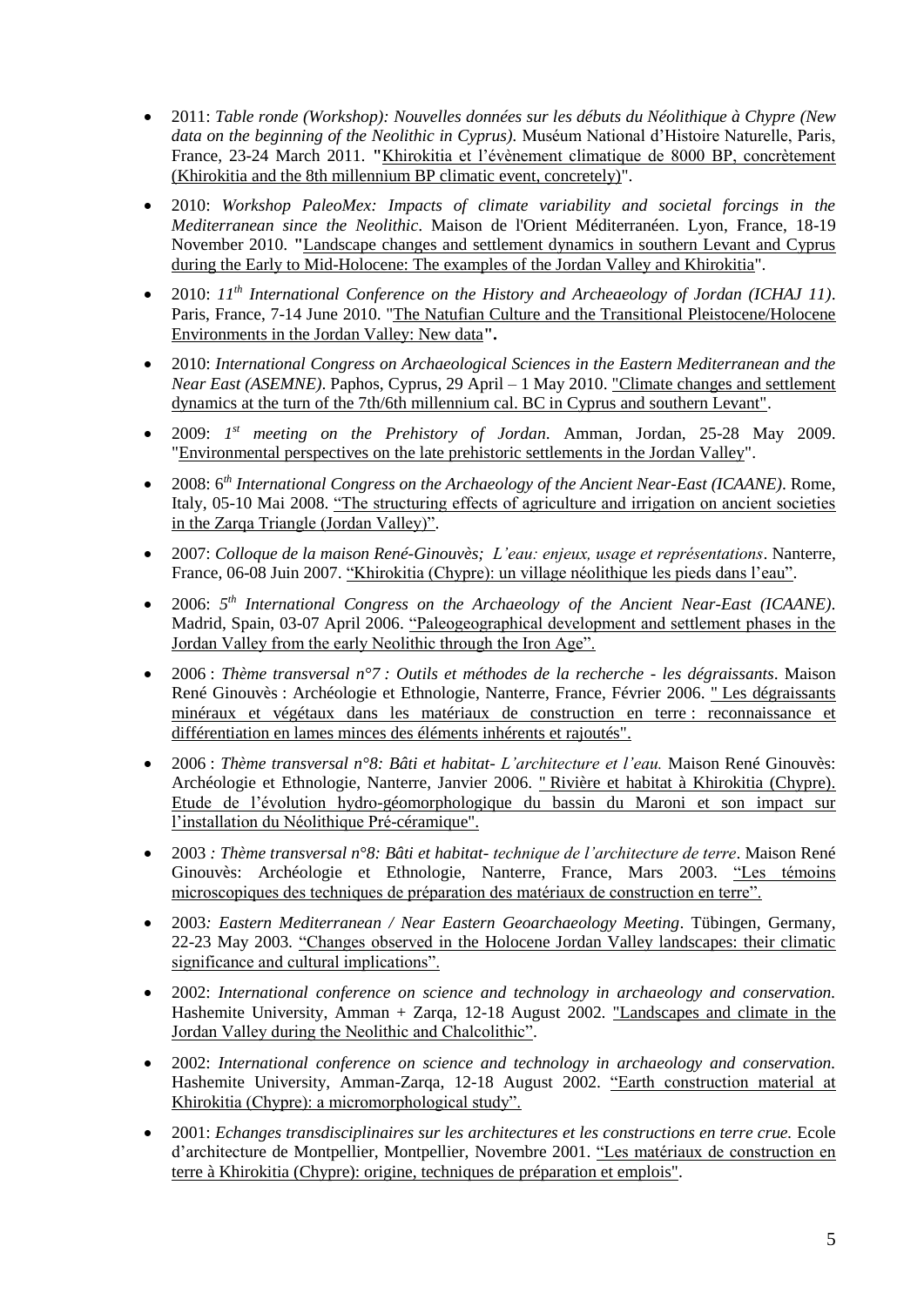- 2011: *Table ronde (Workshop): Nouvelles données sur les débuts du Néolithique à Chypre (New data on the beginning of the Neolithic in Cyprus)*. Muséum National d'Histoire Naturelle, Paris, France, 23-24 March 2011. "Khirokitia et l'évènement climatique de 8000 BP, concrètement (Khirokitia and the 8th millennium BP climatic event, concretely)".

- 2010: *Workshop PaleoMex: Impacts of climate variability and societal forcings in the Mediterranean since the Neolithic*. Maison de l'Orient Méditerranéen. Lyon, France, 18-19 November 2010. "Landscape changes and settlement dynamics in southern Levant and Cyprus during the Early to Mid-Holocene: The examples of the Jordan Valley and Khirokitia".

- 2010: *11th International Conference on the History and Archeaeology of Jordan (ICHAJ 11)*. Paris, France, 7-14 June 2010. "The Natufian Culture and the Transitional Pleistocene/Holocene Environments in the Jordan Valley: New data".

- 2010: *International Congress on Archaeological Sciences in the Eastern Mediterranean and the Near East (ASEMNE)*. Paphos, Cyprus, 29 April – 1 May 2010. "Climate changes and settlement dynamics at the turn of the 7th/6th millennium cal. BC in Cyprus and southern Levant".

- 2009: *1st meeting on the Prehistory of Jordan*. Amman, Jordan, 25-28 May 2009. "Environmental perspectives on the late prehistoric settlements in the Jordan Valley".

- 2008: *6th International Congress on the Archaeology of the Ancient Near-East (ICAANE)*. Rome, Italy, 05-10 Mai 2008. "The structuring effects of agriculture and irrigation on ancient societies in the Zarqa Triangle (Jordan Valley)".

- 2007: *Colloque de la maison René-Ginouvès; L'eau: enjeux, usage et représentations*. Nanterre, France, 06-08 Juin 2007. "Khirokitia (Chypre): un village néolithique les pieds dans l'eau".

- 2006: *5th International Congress on the Archaeology of the Ancient Near-East (ICAANE)*. Madrid, Spain, 03-07 April 2006. "Paleogeographical development and settlement phases in the Jordan Valley from the early Neolithic through the Iron Age".

- 2006 : *Thème transversal n°7 : Outils et méthodes de la recherche - les dégraissants*. Maison René Ginouvès : Archéologie et Ethnologie, Nanterre, France, Février 2006. " Les dégraissants minéraux et végétaux dans les matériaux de construction en terre : reconnaissance et différentiation en lames minces des éléments inhérents et rajoutés".

- 2006 : *Thème transversal n°8: Bâti et habitat- L'architecture et l'eau.* Maison René Ginouvès: Archéologie et Ethnologie, Nanterre, Janvier 2006. " Rivière et habitat à Khirokitia (Chypre). Etude de l'évolution hydro-géomorphologique du bassin du Maroni et son impact sur l'installation du Néolithique Pré-céramique".

- 2003 *: Thème transversal n°8: Bâti et habitat- technique de l'architecture de terre*. Maison René Ginouvès: Archéologie et Ethnologie, Nanterre, France, Mars 2003. "Les témoins microscopiques des techniques de préparation des matériaux de construction en terre".

- 2003*: Eastern Mediterranean / Near Eastern Geoarchaeology Meeting*. Tübingen, Germany, 22-23 May 2003. "Changes observed in the Holocene Jordan Valley landscapes: their climatic significance and cultural implications".

- 2002: *International conference on science and technology in archaeology and conservation.* Hashemite University, Amman + Zarqa, 12-18 August 2002. "Landscapes and climate in the Jordan Valley during the Neolithic and Chalcolithic".

- 2002: *International conference on science and technology in archaeology and conservation.* Hashemite University, Amman-Zarqa, 12-18 August 2002. "Earth construction material at Khirokitia (Chypre): a micromorphological study".

- 2001: *Echanges transdisciplinaires sur les architectures et les constructions en terre crue.* Ecole d'architecture de Montpellier, Montpellier, Novembre 2001. "Les matériaux de construction en terre à Khirokitia (Chypre): origine, techniques de préparation et emplois".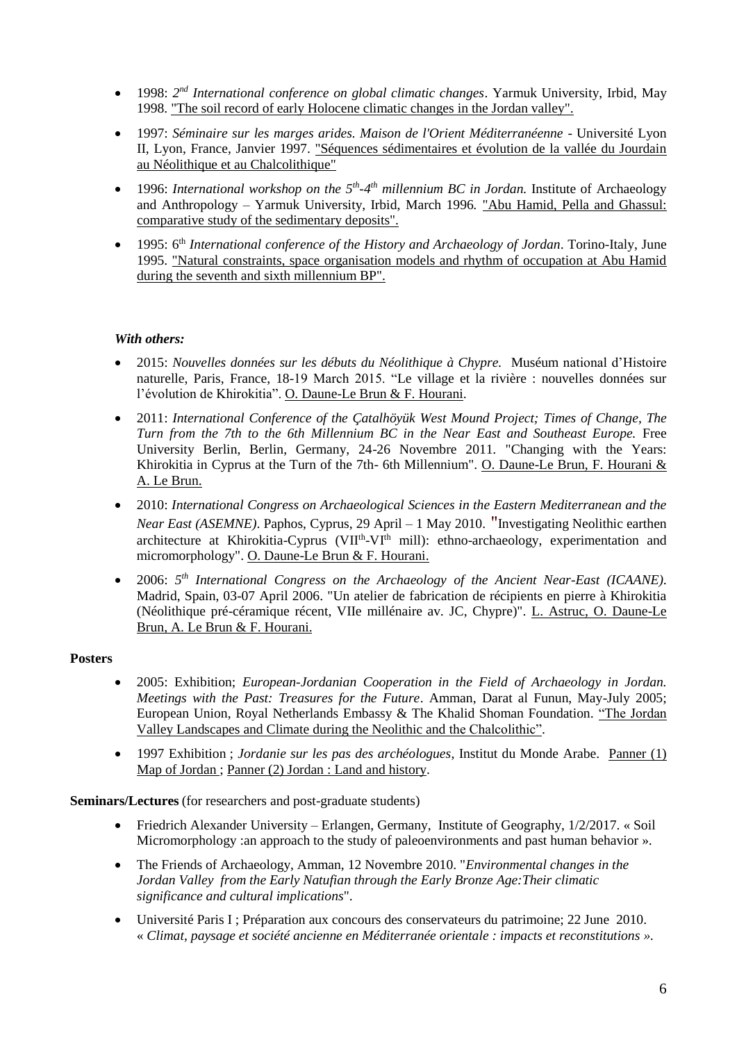- 1998: *2nd International conference on global climatic changes*. Yarmuk University, Irbid, May 1998. "The soil record of early Holocene climatic changes in the Jordan valley".

- 1997: *Séminaire sur les marges arides. Maison de l'Orient Méditerranéenne* - Université Lyon II, Lyon, France, Janvier 1997. "Séquences sédimentaires et évolution de la vallée du Jourdain au Néolithique et au Chalcolithique"

- 1996: *International workshop on the 5th-4th millennium BC in Jordan.* Institute of Archaeology and Anthropology – Yarmuk University, Irbid, March 1996. "Abu Hamid, Pella and Ghassul: comparative study of the sedimentary deposits".

- 1995: 6th *International conference of the History and Archaeology of Jordan*. Torino-Italy, June 1995. "Natural constraints, space organisation models and rhythm of occupation at Abu Hamid during the seventh and sixth millennium BP".

***With others:***

- 2015: *Nouvelles données sur les débuts du Néolithique à Chypre.* Muséum national d'Histoire naturelle, Paris, France, 18-19 March 2015. "Le village et la rivière : nouvelles données sur l'évolution de Khirokitia". O. Daune-Le Brun & F. Hourani.

- 2011: *International Conference of the Çatalhöyük West Mound Project; Times of Change, The Turn from the 7th to the 6th Millennium BC in the Near East and Southeast Europe.* Free University Berlin, Berlin, Germany, 24-26 Novembre 2011. "Changing with the Years: Khirokitia in Cyprus at the Turn of the 7th- 6th Millennium". O. Daune-Le Brun, F. Hourani & A. Le Brun.

- 2010: *International Congress on Archaeological Sciences in the Eastern Mediterranean and the Near East (ASEMNE)*. Paphos, Cyprus, 29 April – 1 May 2010. "Investigating Neolithic earthen architecture at Khirokitia-Cyprus (VIIth-VIth mill): ethno-archaeology, experimentation and micromorphology". O. Daune-Le Brun & F. Hourani.

- 2006: *5th International Congress on the Archaeology of the Ancient Near-East (ICAANE).* Madrid, Spain, 03-07 April 2006. "Un atelier de fabrication de récipients en pierre à Khirokitia (Néolithique pré-céramique récent, VIIe millénaire av. JC, Chypre)". L. Astruc, O. Daune-Le Brun, A. Le Brun & F. Hourani.

**Posters**

- 2005: Exhibition; *European-Jordanian Cooperation in the Field of Archaeology in Jordan. Meetings with the Past: Treasures for the Future*. Amman, Darat al Funun, May-July 2005; European Union, Royal Netherlands Embassy & The Khalid Shoman Foundation. "The Jordan Valley Landscapes and Climate during the Neolithic and the Chalcolithic".

- 1997 Exhibition ; *Jordanie sur les pas des archéologues*, Institut du Monde Arabe. Panner (1) Map of Jordan ; Panner (2) Jordan : Land and history.

**Seminars/Lectures** (for researchers and post-graduate students)

- Friedrich Alexander University – Erlangen, Germany, Institute of Geography, 1/2/2017. « Soil Micromorphology :an approach to the study of paleoenvironments and past human behavior ».

- The Friends of Archaeology, Amman, 12 Novembre 2010. "*Environmental changes in the Jordan Valley from the Early Natufian through the Early Bronze Age:Their climatic significance and cultural implications*".

- Université Paris I ; Préparation aux concours des conservateurs du patrimoine; 22 June 2010. « *Climat, paysage et société ancienne en Méditerranée orientale : impacts et reconstitutions ».*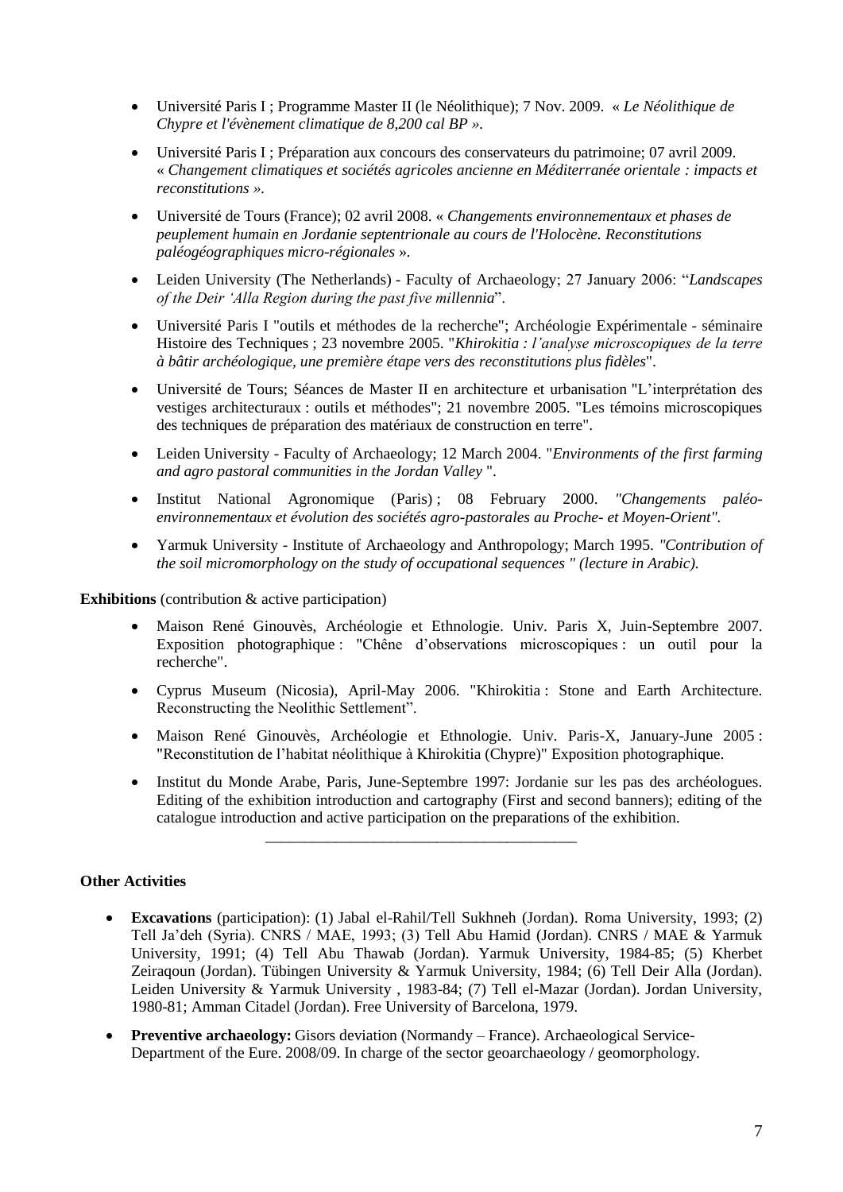- Université Paris I ; Programme Master II (le Néolithique); 7 Nov. 2009. « *Le Néolithique de Chypre et l'évènement climatique de 8,200 cal BP ».*
- Université Paris I ; Préparation aux concours des conservateurs du patrimoine; 07 avril 2009. « *Changement climatiques et sociétés agricoles ancienne en Méditerranée orientale : impacts et reconstitutions ».*
- Université de Tours (France); 02 avril 2008. « *Changements environnementaux et phases de peuplement humain en Jordanie septentrionale au cours de l'Holocène. Reconstitutions paléogéographiques micro-régionales* ».
- Leiden University (The Netherlands) - Faculty of Archaeology; 27 January 2006: "*Landscapes of the Deir 'Alla Region during the past five millennia*".
- Université Paris I "outils et méthodes de la recherche"; Archéologie Expérimentale - séminaire Histoire des Techniques ; 23 novembre 2005. "*Khirokitia : l'analyse microscopiques de la terre à bâtir archéologique, une première étape vers des reconstitutions plus fidèles*".
- Université de Tours; Séances de Master II en architecture et urbanisation "L'interprétation des vestiges architecturaux : outils et méthodes"; 21 novembre 2005. "Les témoins microscopiques des techniques de préparation des matériaux de construction en terre".
- Leiden University - Faculty of Archaeology; 12 March 2004. "*Environments of the first farming and agro pastoral communities in the Jordan Valley* ".
- Institut National Agronomique (Paris) ; 08 February 2000. *"Changements paléo-environnementaux et évolution des sociétés agro-pastorales au Proche- et Moyen-Orient".*
- Yarmuk University - Institute of Archaeology and Anthropology; March 1995. *"Contribution of the soil micromorphology on the study of occupational sequences " (lecture in Arabic).*

**Exhibitions** (contribution & active participation)

- Maison René Ginouvès, Archéologie et Ethnologie. Univ. Paris X, Juin-Septembre 2007. Exposition photographique : "Chêne d'observations microscopiques : un outil pour la recherche".
- Cyprus Museum (Nicosia), April-May 2006. "Khirokitia : Stone and Earth Architecture. Reconstructing the Neolithic Settlement".
- Maison René Ginouvès, Archéologie et Ethnologie. Univ. Paris-X, January-June 2005 : "Reconstitution de l'habitat néolithique à Khirokitia (Chypre)" Exposition photographique.
- Institut du Monde Arabe, Paris, June-Septembre 1997: Jordanie sur les pas des archéologues. Editing of the exhibition introduction and cartography (First and second banners); editing of the catalogue introduction and active participation on the preparations of the exhibition.

---

**Other Activities**

- **Excavations** (participation): (1) Jabal el-Rahil/Tell Sukhneh (Jordan). Roma University, 1993; (2) Tell Ja'deh (Syria). CNRS / MAE, 1993; (3) Tell Abu Hamid (Jordan). CNRS / MAE & Yarmuk University, 1991; (4) Tell Abu Thawab (Jordan). Yarmuk University, 1984-85; (5) Kherbet Zeiraqoun (Jordan). Tübingen University & Yarmuk University, 1984; (6) Tell Deir Alla (Jordan). Leiden University & Yarmuk University , 1983-84; (7) Tell el-Mazar (Jordan). Jordan University, 1980-81; Amman Citadel (Jordan). Free University of Barcelona, 1979.
- **Preventive archaeology:** Gisors deviation (Normandy – France). Archaeological Service-Department of the Eure. 2008/09. In charge of the sector geoarchaeology / geomorphology.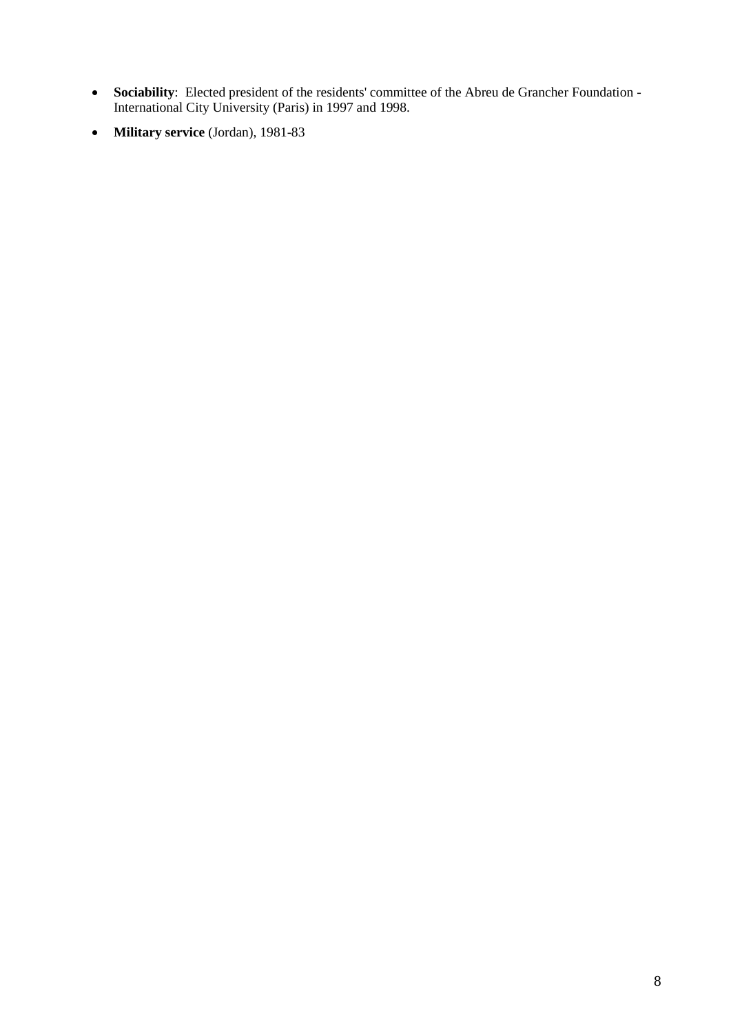- **Sociability**: Elected president of the residents' committee of the Abreu de Grancher Foundation - International City University (Paris) in 1997 and 1998.
- **Military service** (Jordan), 1981-83